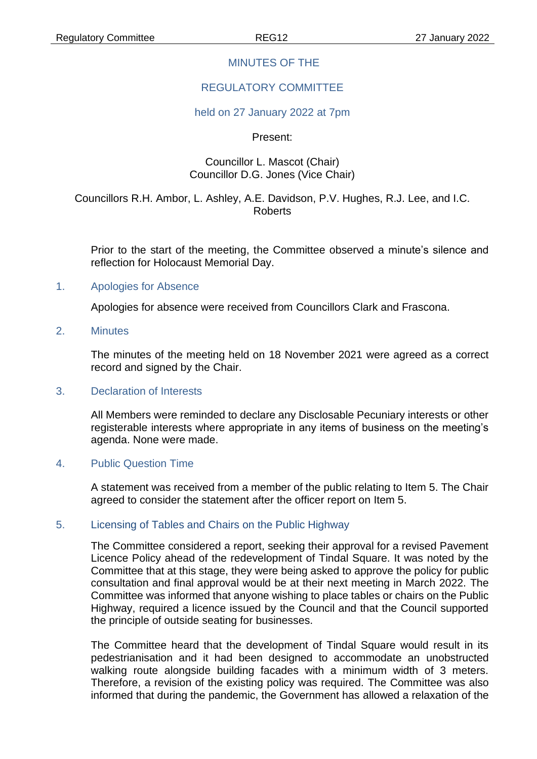# MINUTES OF THE

# REGULATORY COMMITTEE

## held on 27 January 2022 at 7pm

Present:

Councillor L. Mascot (Chair)
Councillor D.G. Jones (Vice Chair)

Councillors R.H. Ambor, L. Ashley, A.E. Davidson, P.V. Hughes, R.J. Lee, and I.C. Roberts

Prior to the start of the meeting, the Committee observed a minute's silence and reflection for Holocaust Memorial Day.

### 1. Apologies for Absence

Apologies for absence were received from Councillors Clark and Frascona.

### 2. Minutes

The minutes of the meeting held on 18 November 2021 were agreed as a correct record and signed by the Chair.

### 3. Declaration of Interests

All Members were reminded to declare any Disclosable Pecuniary interests or other registerable interests where appropriate in any items of business on the meeting's agenda. None were made.

### 4. Public Question Time

A statement was received from a member of the public relating to Item 5. The Chair agreed to consider the statement after the officer report on Item 5.

### 5. Licensing of Tables and Chairs on the Public Highway

The Committee considered a report, seeking their approval for a revised Pavement Licence Policy ahead of the redevelopment of Tindal Square. It was noted by the Committee that at this stage, they were being asked to approve the policy for public consultation and final approval would be at their next meeting in March 2022. The Committee was informed that anyone wishing to place tables or chairs on the Public Highway, required a licence issued by the Council and that the Council supported the principle of outside seating for businesses.

The Committee heard that the development of Tindal Square would result in its pedestrianisation and it had been designed to accommodate an unobstructed walking route alongside building facades with a minimum width of 3 meters. Therefore, a revision of the existing policy was required. The Committee was also informed that during the pandemic, the Government has allowed a relaxation of the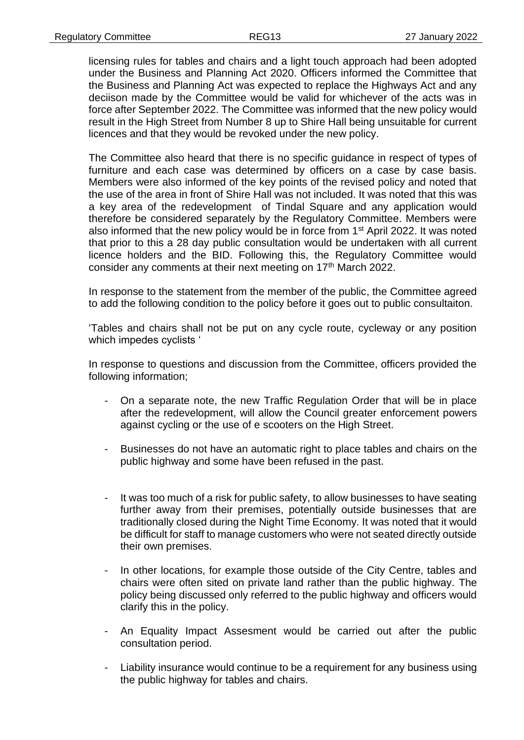licensing rules for tables and chairs and a light touch approach had been adopted under the Business and Planning Act 2020. Officers informed the Committee that the Business and Planning Act was expected to replace the Highways Act and any deciison made by the Committee would be valid for whichever of the acts was in force after September 2022. The Committee was informed that the new policy would result in the High Street from Number 8 up to Shire Hall being unsuitable for current licences and that they would be revoked under the new policy.

The Committee also heard that there is no specific guidance in respect of types of furniture and each case was determined by officers on a case by case basis. Members were also informed of the key points of the revised policy and noted that the use of the area in front of Shire Hall was not included. It was noted that this was a key area of the redevelopment of Tindal Square and any application would therefore be considered separately by the Regulatory Committee. Members were also informed that the new policy would be in force from 1st April 2022. It was noted that prior to this a 28 day public consultation would be undertaken with all current licence holders and the BID. Following this, the Regulatory Committee would consider any comments at their next meeting on 17th March 2022.

In response to the statement from the member of the public, the Committee agreed to add the following condition to the policy before it goes out to public consultaiton.

'Tables and chairs shall not be put on any cycle route, cycleway or any position which impedes cyclists '

In response to questions and discussion from the Committee, officers provided the following information;

- On a separate note, the new Traffic Regulation Order that will be in place after the redevelopment, will allow the Council greater enforcement powers against cycling or the use of e scooters on the High Street.
- Businesses do not have an automatic right to place tables and chairs on the public highway and some have been refused in the past.
- It was too much of a risk for public safety, to allow businesses to have seating further away from their premises, potentially outside businesses that are traditionally closed during the Night Time Economy. It was noted that it would be difficult for staff to manage customers who were not seated directly outside their own premises.
- In other locations, for example those outside of the City Centre, tables and chairs were often sited on private land rather than the public highway. The policy being discussed only referred to the public highway and officers would clarify this in the policy.
- An Equality Impact Assesment would be carried out after the public consultation period.
- Liability insurance would continue to be a requirement for any business using the public highway for tables and chairs.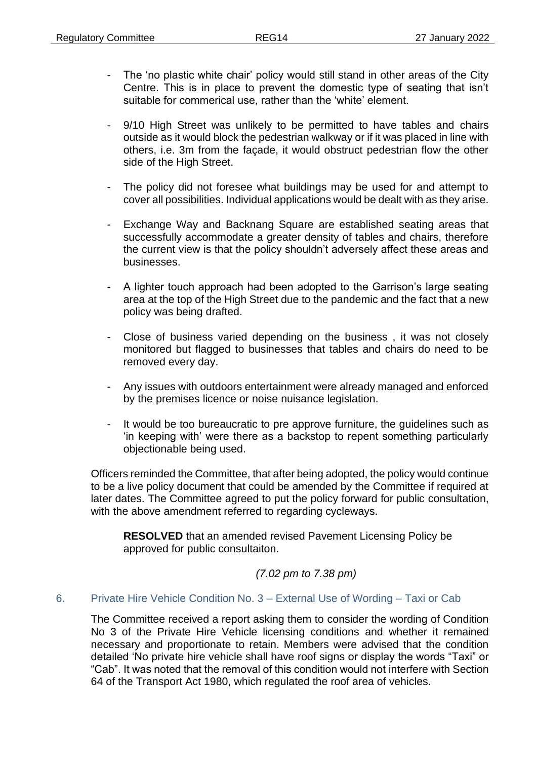- The 'no plastic white chair' policy would still stand in other areas of the City Centre. This is in place to prevent the domestic type of seating that isn't suitable for commerical use, rather than the 'white' element.

- 9/10 High Street was unlikely to be permitted to have tables and chairs outside as it would block the pedestrian walkway or if it was placed in line with others, i.e. 3m from the façade, it would obstruct pedestrian flow the other side of the High Street.

- The policy did not foresee what buildings may be used for and attempt to cover all possibilities. Individual applications would be dealt with as they arise.

- Exchange Way and Backnang Square are established seating areas that successfully accommodate a greater density of tables and chairs, therefore the current view is that the policy shouldn't adversely affect these areas and businesses.

- A lighter touch approach had been adopted to the Garrison's large seating area at the top of the High Street due to the pandemic and the fact that a new policy was being drafted.

- Close of business varied depending on the business , it was not closely monitored but flagged to businesses that tables and chairs do need to be removed every day.

- Any issues with outdoors entertainment were already managed and enforced by the premises licence or noise nuisance legislation.

- It would be too bureaucratic to pre approve furniture, the guidelines such as 'in keeping with' were there as a backstop to repent something particularly objectionable being used.

Officers reminded the Committee, that after being adopted, the policy would continue to be a live policy document that could be amended by the Committee if required at later dates. The Committee agreed to put the policy forward for public consultation, with the above amendment referred to regarding cycleways.

> **RESOLVED** that an amended revised Pavement Licensing Policy be approved for public consultaiton.
>
> *(7.02 pm to 7.38 pm)*

## 6. Private Hire Vehicle Condition No. 3 – External Use of Wording – Taxi or Cab

The Committee received a report asking them to consider the wording of Condition No 3 of the Private Hire Vehicle licensing conditions and whether it remained necessary and proportionate to retain. Members were advised that the condition detailed 'No private hire vehicle shall have roof signs or display the words "Taxi" or "Cab". It was noted that the removal of this condition would not interfere with Section 64 of the Transport Act 1980, which regulated the roof area of vehicles.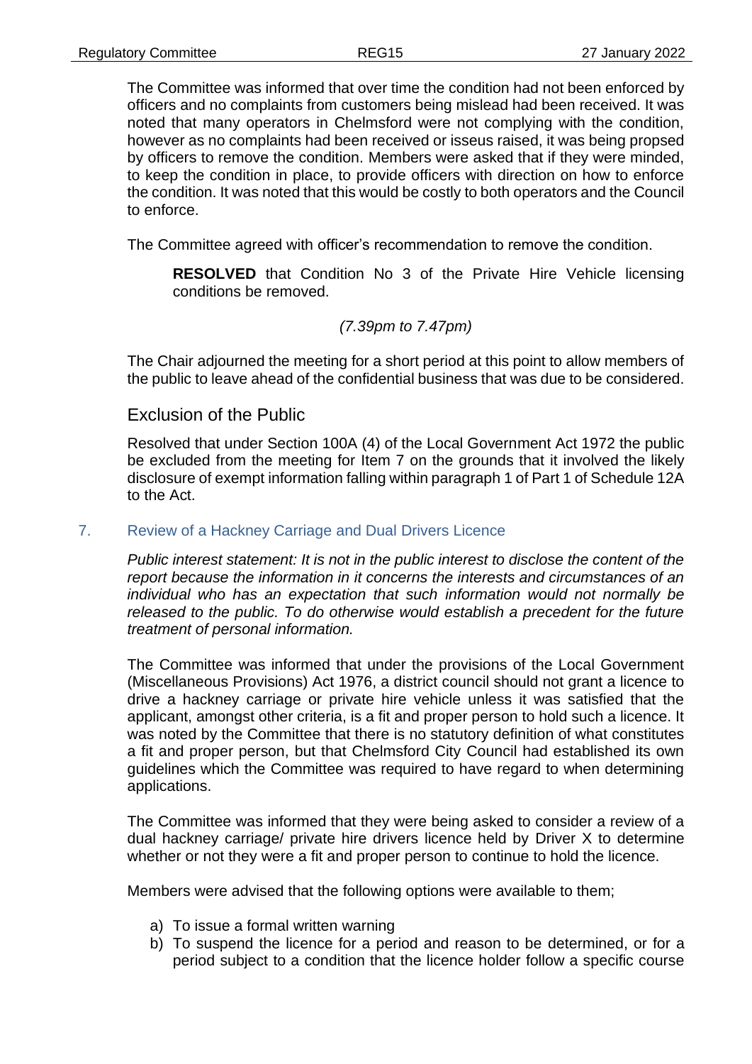The Committee was informed that over time the condition had not been enforced by officers and no complaints from customers being mislead had been received. It was noted that many operators in Chelmsford were not complying with the condition, however as no complaints had been received or isseus raised, it was being propsed by officers to remove the condition. Members were asked that if they were minded, to keep the condition in place, to provide officers with direction on how to enforce the condition. It was noted that this would be costly to both operators and the Council to enforce.

The Committee agreed with officer's recommendation to remove the condition.

> **RESOLVED** that Condition No 3 of the Private Hire Vehicle licensing conditions be removed.
>
> *(7.39pm to 7.47pm)*

The Chair adjourned the meeting for a short period at this point to allow members of the public to leave ahead of the confidential business that was due to be considered.

## Exclusion of the Public

Resolved that under Section 100A (4) of the Local Government Act 1972 the public be excluded from the meeting for Item 7 on the grounds that it involved the likely disclosure of exempt information falling within paragraph 1 of Part 1 of Schedule 12A to the Act.

## 7. Review of a Hackney Carriage and Dual Drivers Licence

*Public interest statement: It is not in the public interest to disclose the content of the report because the information in it concerns the interests and circumstances of an individual who has an expectation that such information would not normally be released to the public. To do otherwise would establish a precedent for the future treatment of personal information.*

The Committee was informed that under the provisions of the Local Government (Miscellaneous Provisions) Act 1976, a district council should not grant a licence to drive a hackney carriage or private hire vehicle unless it was satisfied that the applicant, amongst other criteria, is a fit and proper person to hold such a licence. It was noted by the Committee that there is no statutory definition of what constitutes a fit and proper person, but that Chelmsford City Council had established its own guidelines which the Committee was required to have regard to when determining applications.

The Committee was informed that they were being asked to consider a review of a dual hackney carriage/ private hire drivers licence held by Driver X to determine whether or not they were a fit and proper person to continue to hold the licence.

Members were advised that the following options were available to them;

a) To issue a formal written warning
b) To suspend the licence for a period and reason to be determined, or for a period subject to a condition that the licence holder follow a specific course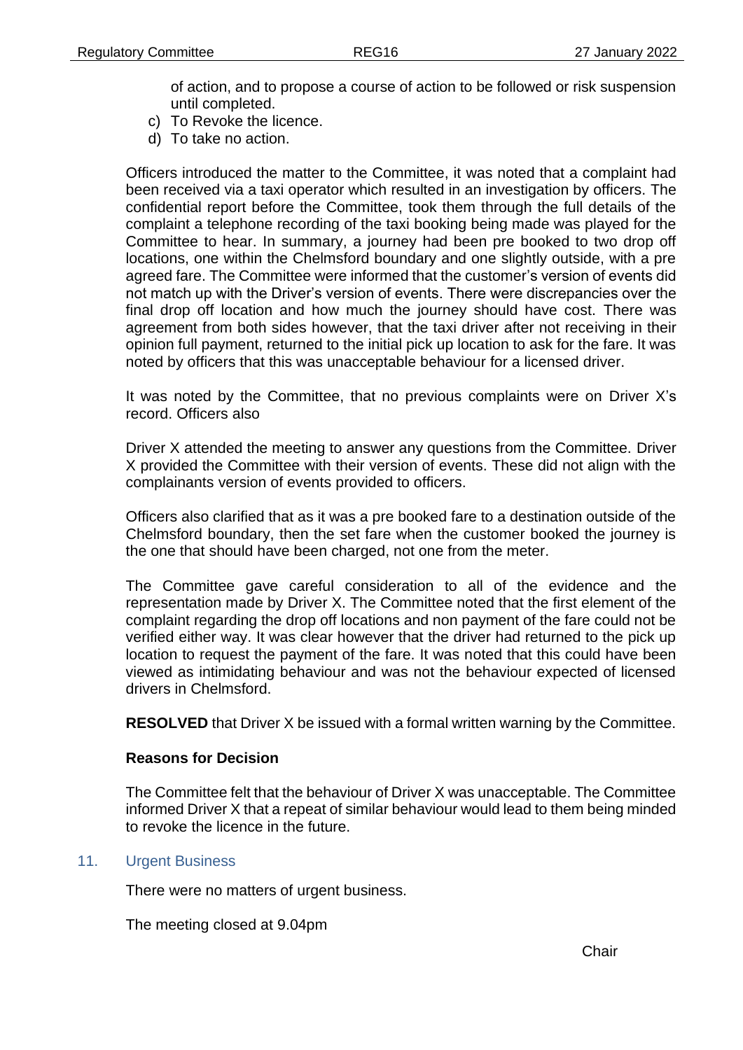of action, and to propose a course of action to be followed or risk suspension until completed.

c) To Revoke the licence.
d) To take no action.

Officers introduced the matter to the Committee, it was noted that a complaint had been received via a taxi operator which resulted in an investigation by officers. The confidential report before the Committee, took them through the full details of the complaint a telephone recording of the taxi booking being made was played for the Committee to hear. In summary, a journey had been pre booked to two drop off locations, one within the Chelmsford boundary and one slightly outside, with a pre agreed fare. The Committee were informed that the customer's version of events did not match up with the Driver's version of events. There were discrepancies over the final drop off location and how much the journey should have cost. There was agreement from both sides however, that the taxi driver after not receiving in their opinion full payment, returned to the initial pick up location to ask for the fare. It was noted by officers that this was unacceptable behaviour for a licensed driver.

It was noted by the Committee, that no previous complaints were on Driver X's record. Officers also

Driver X attended the meeting to answer any questions from the Committee. Driver X provided the Committee with their version of events. These did not align with the complainants version of events provided to officers.

Officers also clarified that as it was a pre booked fare to a destination outside of the Chelmsford boundary, then the set fare when the customer booked the journey is the one that should have been charged, not one from the meter.

The Committee gave careful consideration to all of the evidence and the representation made by Driver X. The Committee noted that the first element of the complaint regarding the drop off locations and non payment of the fare could not be verified either way. It was clear however that the driver had returned to the pick up location to request the payment of the fare. It was noted that this could have been viewed as intimidating behaviour and was not the behaviour expected of licensed drivers in Chelmsford.

**RESOLVED** that Driver X be issued with a formal written warning by the Committee.

**Reasons for Decision**

The Committee felt that the behaviour of Driver X was unacceptable. The Committee informed Driver X that a repeat of similar behaviour would lead to them being minded to revoke the licence in the future.

## 11. Urgent Business

There were no matters of urgent business.

The meeting closed at 9.04pm

Chair